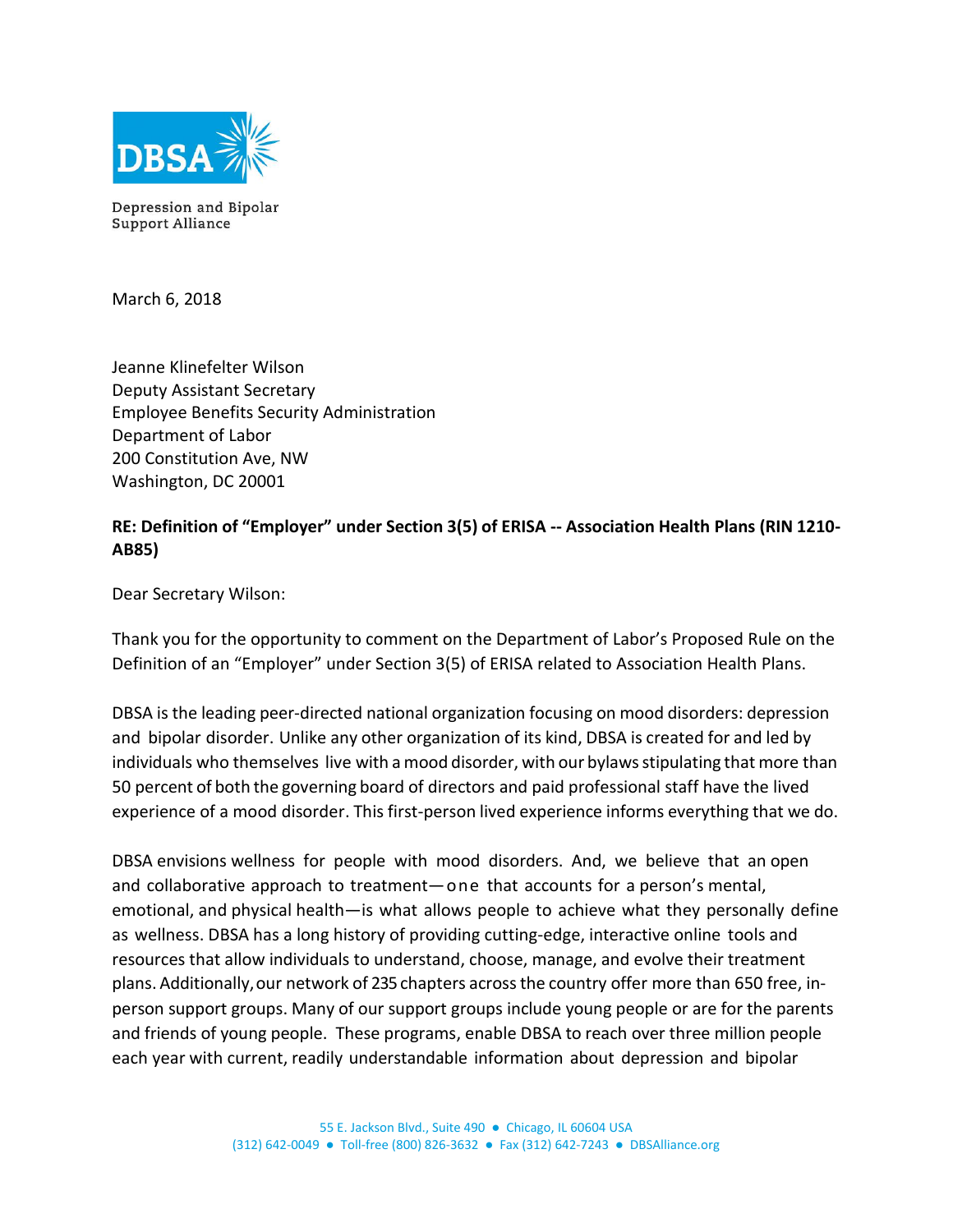DBSA

Depression and Bipolar Support Alliance

March 6, 2018

Jeanne Klinefelter Wilson
Deputy Assistant Secretary
Employee Benefits Security Administration
Department of Labor
200 Constitution Ave, NW
Washington, DC 20001

**RE: Definition of "Employer" under Section 3(5) of ERISA -- Association Health Plans (RIN 1210-AB85)**

Dear Secretary Wilson:

Thank you for the opportunity to comment on the Department of Labor's Proposed Rule on the Definition of an "Employer" under Section 3(5) of ERISA related to Association Health Plans.

DBSA is the leading peer-directed national organization focusing on mood disorders: depression and bipolar disorder. Unlike any other organization of its kind, DBSA is created for and led by individuals who themselves live with a mood disorder, with our bylaws stipulating that more than 50 percent of both the governing board of directors and paid professional staff have the lived experience of a mood disorder. This first-person lived experience informs everything that we do.

DBSA envisions wellness for people with mood disorders. And, we believe that an open and collaborative approach to treatment—one that accounts for a person's mental, emotional, and physical health—is what allows people to achieve what they personally define as wellness. DBSA has a long history of providing cutting-edge, interactive online tools and resources that allow individuals to understand, choose, manage, and evolve their treatment plans. Additionally, our network of 235 chapters across the country offer more than 650 free, in-person support groups. Many of our support groups include young people or are for the parents and friends of young people. These programs, enable DBSA to reach over three million people each year with current, readily understandable information about depression and bipolar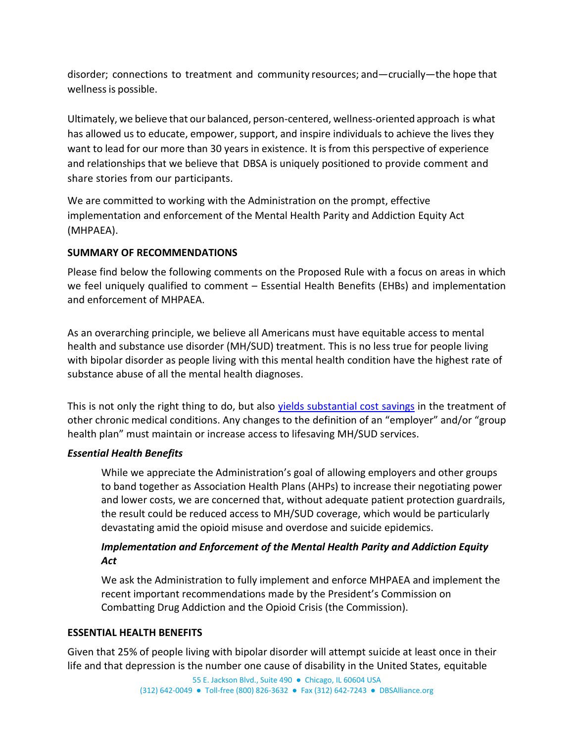disorder; connections to treatment and community resources; and—crucially—the hope that wellness is possible.

Ultimately, we believe that our balanced, person-centered, wellness-oriented approach is what has allowed us to educate, empower, support, and inspire individuals to achieve the lives they want to lead for our more than 30 years in existence. It is from this perspective of experience and relationships that we believe that DBSA is uniquely positioned to provide comment and share stories from our participants.

We are committed to working with the Administration on the prompt, effective implementation and enforcement of the Mental Health Parity and Addiction Equity Act (MHPAEA).

**SUMMARY OF RECOMMENDATIONS**

Please find below the following comments on the Proposed Rule with a focus on areas in which we feel uniquely qualified to comment – Essential Health Benefits (EHBs) and implementation and enforcement of MHPAEA.

As an overarching principle, we believe all Americans must have equitable access to mental health and substance use disorder (MH/SUD) treatment. This is no less true for people living with bipolar disorder as people living with this mental health condition have the highest rate of substance abuse of all the mental health diagnoses.

This is not only the right thing to do, but also yields substantial cost savings in the treatment of other chronic medical conditions. Any changes to the definition of an "employer" and/or "group health plan" must maintain or increase access to lifesaving MH/SUD services.

***Essential Health Benefits***

> While we appreciate the Administration's goal of allowing employers and other groups to band together as Association Health Plans (AHPs) to increase their negotiating power and lower costs, we are concerned that, without adequate patient protection guardrails, the result could be reduced access to MH/SUD coverage, which would be particularly devastating amid the opioid misuse and overdose and suicide epidemics.

> ***Implementation and Enforcement of the Mental Health Parity and Addiction Equity Act***
>
> We ask the Administration to fully implement and enforce MHPAEA and implement the recent important recommendations made by the President's Commission on Combatting Drug Addiction and the Opioid Crisis (the Commission).

**ESSENTIAL HEALTH BENEFITS**

Given that 25% of people living with bipolar disorder will attempt suicide at least once in their life and that depression is the number one cause of disability in the United States, equitable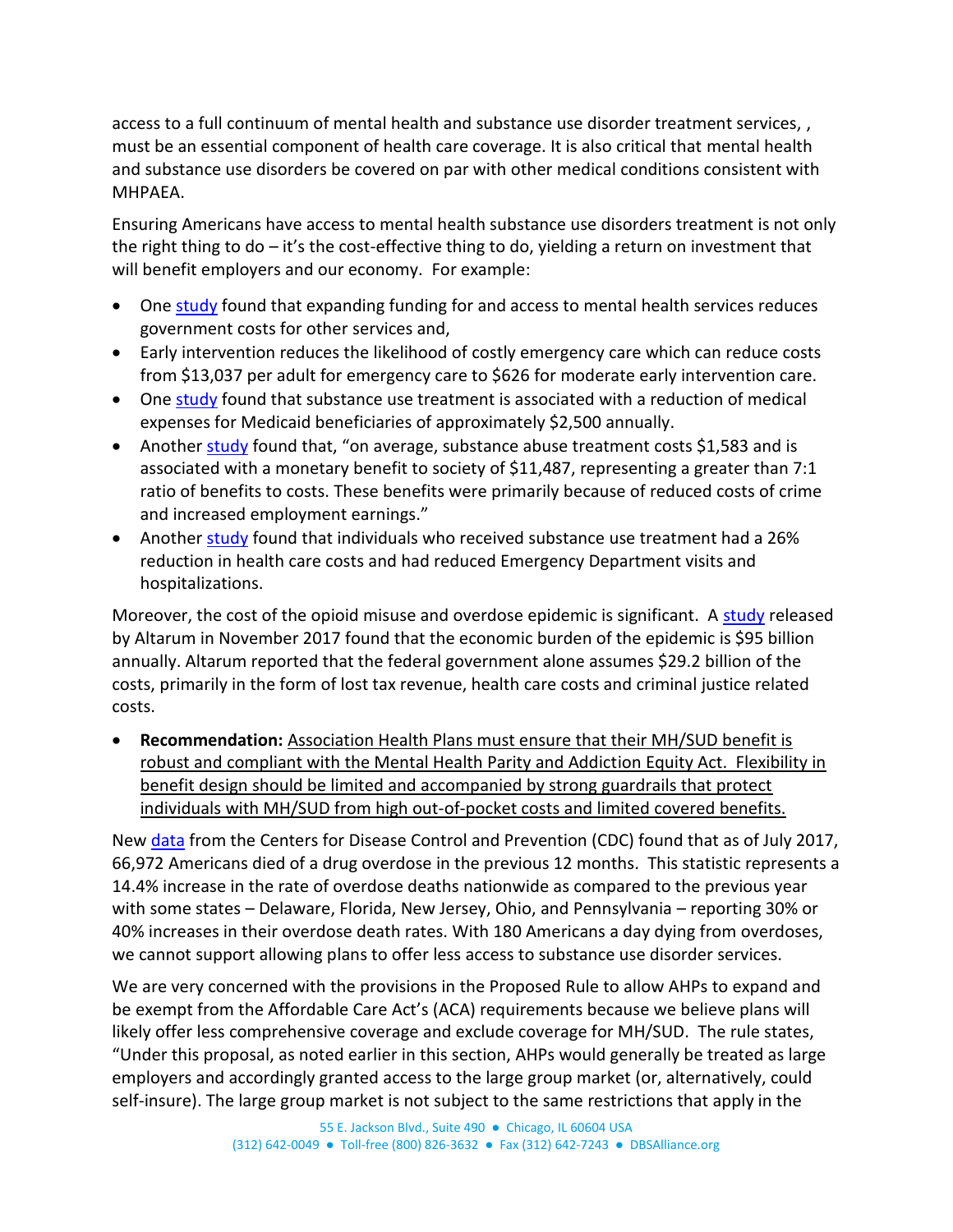access to a full continuum of mental health and substance use disorder treatment services, , must be an essential component of health care coverage. It is also critical that mental health and substance use disorders be covered on par with other medical conditions consistent with MHPAEA.

Ensuring Americans have access to mental health substance use disorders treatment is not only the right thing to do – it's the cost-effective thing to do, yielding a return on investment that will benefit employers and our economy. For example:

- One study found that expanding funding for and access to mental health services reduces government costs for other services and,
- Early intervention reduces the likelihood of costly emergency care which can reduce costs from $13,037 per adult for emergency care to $626 for moderate early intervention care.
- One study found that substance use treatment is associated with a reduction of medical expenses for Medicaid beneficiaries of approximately $2,500 annually.
- Another study found that, "on average, substance abuse treatment costs $1,583 and is associated with a monetary benefit to society of $11,487, representing a greater than 7:1 ratio of benefits to costs. These benefits were primarily because of reduced costs of crime and increased employment earnings."
- Another study found that individuals who received substance use treatment had a 26% reduction in health care costs and had reduced Emergency Department visits and hospitalizations.

Moreover, the cost of the opioid misuse and overdose epidemic is significant. A study released by Altarum in November 2017 found that the economic burden of the epidemic is $95 billion annually. Altarum reported that the federal government alone assumes $29.2 billion of the costs, primarily in the form of lost tax revenue, health care costs and criminal justice related costs.

- **Recommendation:** Association Health Plans must ensure that their MH/SUD benefit is robust and compliant with the Mental Health Parity and Addiction Equity Act. Flexibility in benefit design should be limited and accompanied by strong guardrails that protect individuals with MH/SUD from high out-of-pocket costs and limited covered benefits.

New data from the Centers for Disease Control and Prevention (CDC) found that as of July 2017, 66,972 Americans died of a drug overdose in the previous 12 months. This statistic represents a 14.4% increase in the rate of overdose deaths nationwide as compared to the previous year with some states – Delaware, Florida, New Jersey, Ohio, and Pennsylvania – reporting 30% or 40% increases in their overdose death rates. With 180 Americans a day dying from overdoses, we cannot support allowing plans to offer less access to substance use disorder services.

We are very concerned with the provisions in the Proposed Rule to allow AHPs to expand and be exempt from the Affordable Care Act's (ACA) requirements because we believe plans will likely offer less comprehensive coverage and exclude coverage for MH/SUD. The rule states, "Under this proposal, as noted earlier in this section, AHPs would generally be treated as large employers and accordingly granted access to the large group market (or, alternatively, could self-insure). The large group market is not subject to the same restrictions that apply in the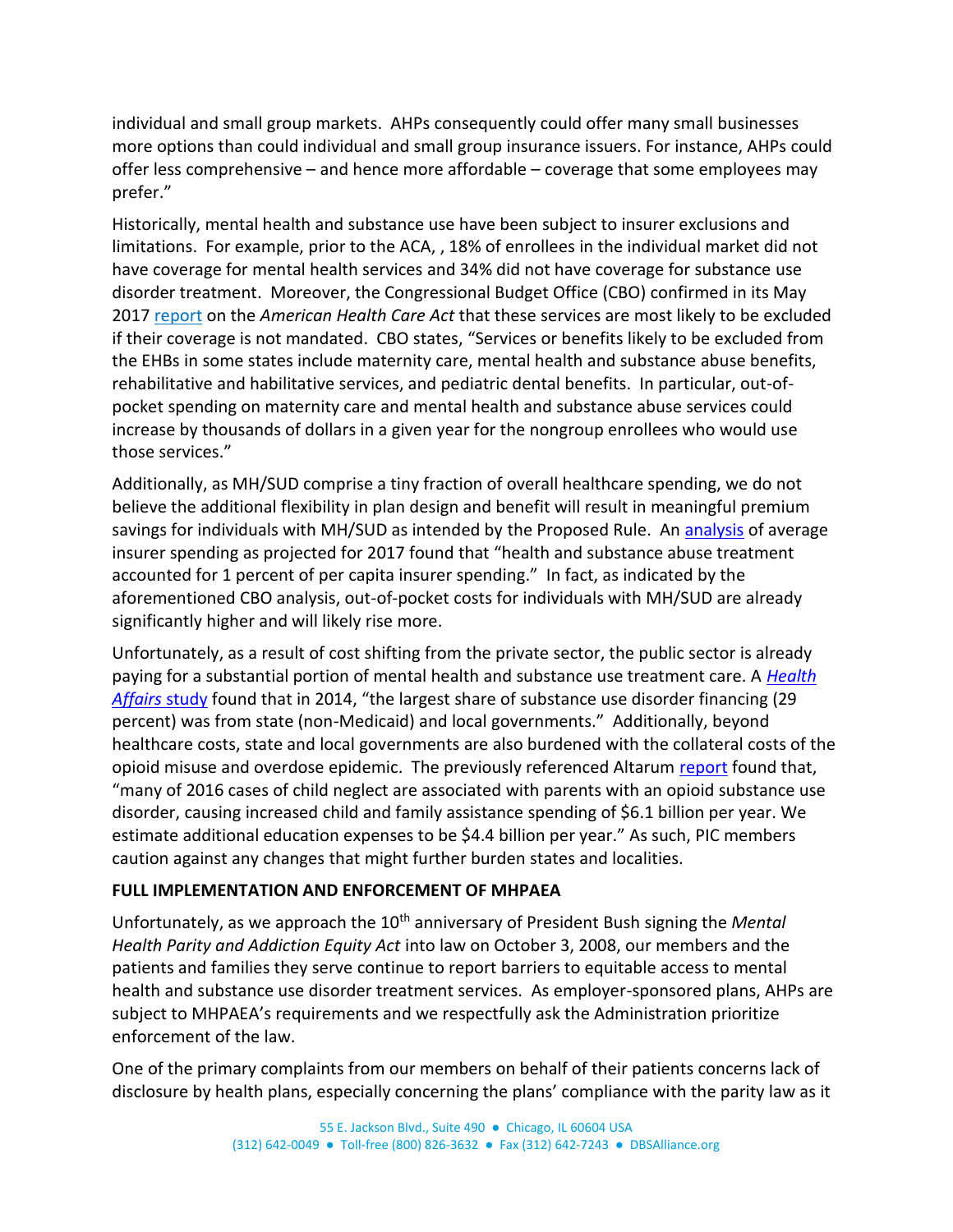individual and small group markets. AHPs consequently could offer many small businesses more options than could individual and small group insurance issuers. For instance, AHPs could offer less comprehensive – and hence more affordable – coverage that some employees may prefer."

Historically, mental health and substance use have been subject to insurer exclusions and limitations. For example, prior to the ACA, , 18% of enrollees in the individual market did not have coverage for mental health services and 34% did not have coverage for substance use disorder treatment. Moreover, the Congressional Budget Office (CBO) confirmed in its May 2017 report on the *American Health Care Act* that these services are most likely to be excluded if their coverage is not mandated. CBO states, "Services or benefits likely to be excluded from the EHBs in some states include maternity care, mental health and substance abuse benefits, rehabilitative and habilitative services, and pediatric dental benefits. In particular, out-of-pocket spending on maternity care and mental health and substance abuse services could increase by thousands of dollars in a given year for the nongroup enrollees who would use those services."

Additionally, as MH/SUD comprise a tiny fraction of overall healthcare spending, we do not believe the additional flexibility in plan design and benefit will result in meaningful premium savings for individuals with MH/SUD as intended by the Proposed Rule. An analysis of average insurer spending as projected for 2017 found that "health and substance abuse treatment accounted for 1 percent of per capita insurer spending." In fact, as indicated by the aforementioned CBO analysis, out-of-pocket costs for individuals with MH/SUD are already significantly higher and will likely rise more.

Unfortunately, as a result of cost shifting from the private sector, the public sector is already paying for a substantial portion of mental health and substance use treatment care. A *Health Affairs* study found that in 2014, "the largest share of substance use disorder financing (29 percent) was from state (non-Medicaid) and local governments." Additionally, beyond healthcare costs, state and local governments are also burdened with the collateral costs of the opioid misuse and overdose epidemic. The previously referenced Altarum report found that, "many of 2016 cases of child neglect are associated with parents with an opioid substance use disorder, causing increased child and family assistance spending of $6.1 billion per year. We estimate additional education expenses to be $4.4 billion per year." As such, PIC members caution against any changes that might further burden states and localities.

**FULL IMPLEMENTATION AND ENFORCEMENT OF MHPAEA**

Unfortunately, as we approach the 10th anniversary of President Bush signing the *Mental Health Parity and Addiction Equity Act* into law on October 3, 2008, our members and the patients and families they serve continue to report barriers to equitable access to mental health and substance use disorder treatment services. As employer-sponsored plans, AHPs are subject to MHPAEA's requirements and we respectfully ask the Administration prioritize enforcement of the law.

One of the primary complaints from our members on behalf of their patients concerns lack of disclosure by health plans, especially concerning the plans' compliance with the parity law as it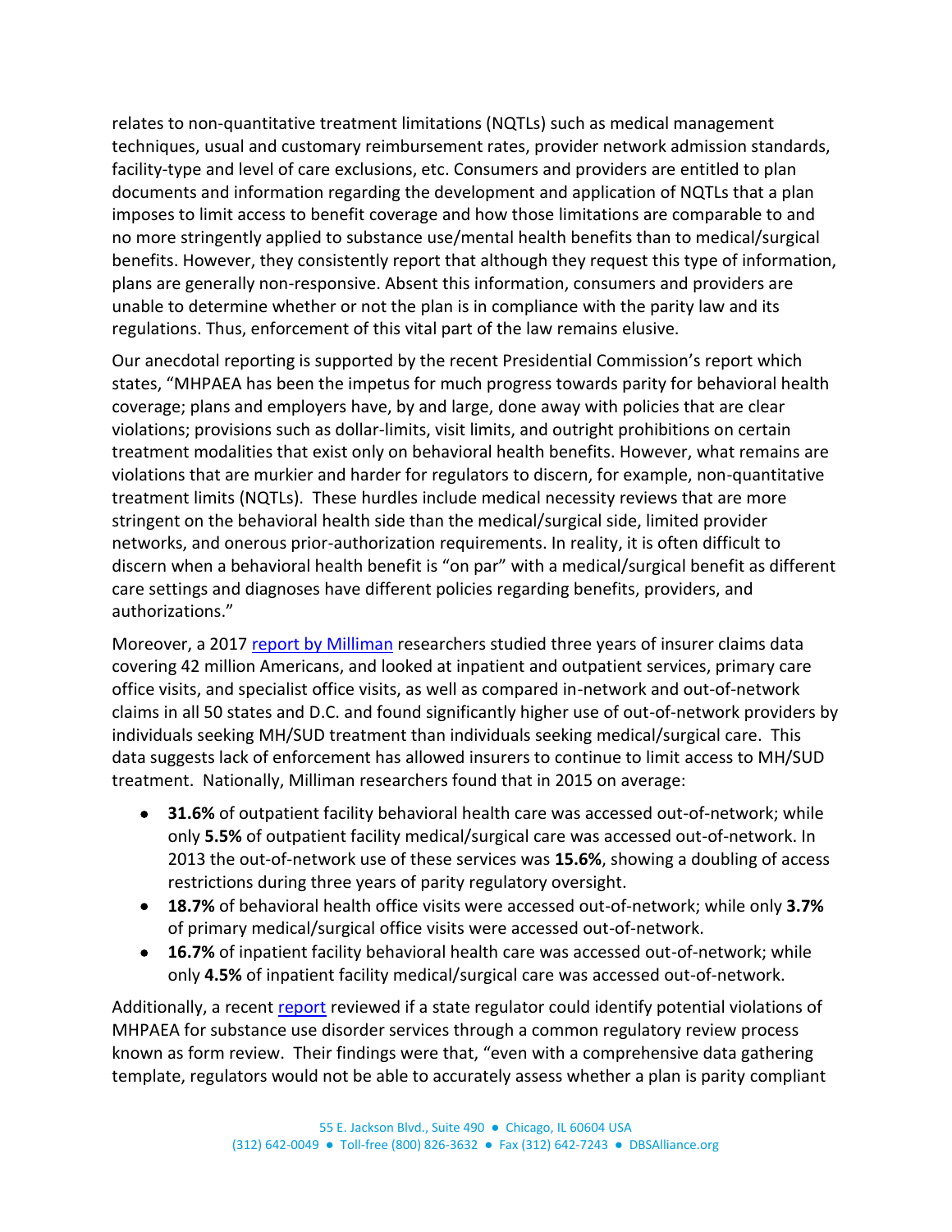relates to non-quantitative treatment limitations (NQTLs) such as medical management techniques, usual and customary reimbursement rates, provider network admission standards, facility-type and level of care exclusions, etc. Consumers and providers are entitled to plan documents and information regarding the development and application of NQTLs that a plan imposes to limit access to benefit coverage and how those limitations are comparable to and no more stringently applied to substance use/mental health benefits than to medical/surgical benefits. However, they consistently report that although they request this type of information, plans are generally non-responsive. Absent this information, consumers and providers are unable to determine whether or not the plan is in compliance with the parity law and its regulations. Thus, enforcement of this vital part of the law remains elusive.

Our anecdotal reporting is supported by the recent Presidential Commission's report which states, "MHPAEA has been the impetus for much progress towards parity for behavioral health coverage; plans and employers have, by and large, done away with policies that are clear violations; provisions such as dollar-limits, visit limits, and outright prohibitions on certain treatment modalities that exist only on behavioral health benefits. However, what remains are violations that are murkier and harder for regulators to discern, for example, non-quantitative treatment limits (NQTLs). These hurdles include medical necessity reviews that are more stringent on the behavioral health side than the medical/surgical side, limited provider networks, and onerous prior-authorization requirements. In reality, it is often difficult to discern when a behavioral health benefit is "on par" with a medical/surgical benefit as different care settings and diagnoses have different policies regarding benefits, providers, and authorizations."

Moreover, a 2017 report by Milliman researchers studied three years of insurer claims data covering 42 million Americans, and looked at inpatient and outpatient services, primary care office visits, and specialist office visits, as well as compared in-network and out-of-network claims in all 50 states and D.C. and found significantly higher use of out-of-network providers by individuals seeking MH/SUD treatment than individuals seeking medical/surgical care. This data suggests lack of enforcement has allowed insurers to continue to limit access to MH/SUD treatment. Nationally, Milliman researchers found that in 2015 on average:

- **31.6%** of outpatient facility behavioral health care was accessed out-of-network; while only **5.5%** of outpatient facility medical/surgical care was accessed out-of-network. In 2013 the out-of-network use of these services was **15.6%**, showing a doubling of access restrictions during three years of parity regulatory oversight.
- **18.7%** of behavioral health office visits were accessed out-of-network; while only **3.7%** of primary medical/surgical office visits were accessed out-of-network.
- **16.7%** of inpatient facility behavioral health care was accessed out-of-network; while only **4.5%** of inpatient facility medical/surgical care was accessed out-of-network.

Additionally, a recent report reviewed if a state regulator could identify potential violations of MHPAEA for substance use disorder services through a common regulatory review process known as form review. Their findings were that, "even with a comprehensive data gathering template, regulators would not be able to accurately assess whether a plan is parity compliant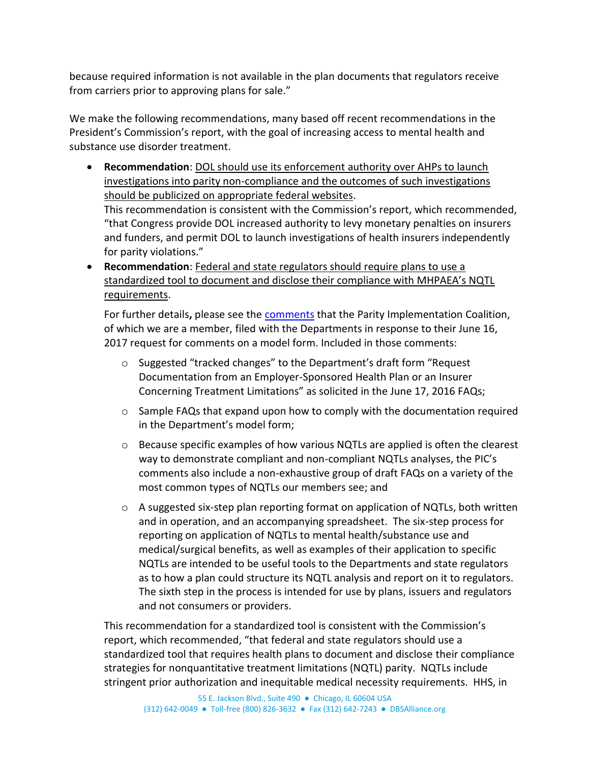because required information is not available in the plan documents that regulators receive from carriers prior to approving plans for sale."

We make the following recommendations, many based off recent recommendations in the President's Commission's report, with the goal of increasing access to mental health and substance use disorder treatment.

- **Recommendation**: DOL should use its enforcement authority over AHPs to launch investigations into parity non-compliance and the outcomes of such investigations should be publicized on appropriate federal websites.
  This recommendation is consistent with the Commission's report, which recommended, "that Congress provide DOL increased authority to levy monetary penalties on insurers and funders, and permit DOL to launch investigations of health insurers independently for parity violations."
- **Recommendation**: Federal and state regulators should require plans to use a standardized tool to document and disclose their compliance with MHPAEA's NQTL requirements.

  For further details**,** please see the comments that the Parity Implementation Coalition, of which we are a member, filed with the Departments in response to their June 16, 2017 request for comments on a model form. Included in those comments:

  - Suggested "tracked changes" to the Department's draft form "Request Documentation from an Employer-Sponsored Health Plan or an Insurer Concerning Treatment Limitations" as solicited in the June 17, 2016 FAQs;
  - Sample FAQs that expand upon how to comply with the documentation required in the Department's model form;
  - Because specific examples of how various NQTLs are applied is often the clearest way to demonstrate compliant and non-compliant NQTLs analyses, the PIC's comments also include a non-exhaustive group of draft FAQs on a variety of the most common types of NQTLs our members see; and
  - A suggested six-step plan reporting format on application of NQTLs, both written and in operation, and an accompanying spreadsheet. The six-step process for reporting on application of NQTLs to mental health/substance use and medical/surgical benefits, as well as examples of their application to specific NQTLs are intended to be useful tools to the Departments and state regulators as to how a plan could structure its NQTL analysis and report on it to regulators. The sixth step in the process is intended for use by plans, issuers and regulators and not consumers or providers.

  This recommendation for a standardized tool is consistent with the Commission's report, which recommended, "that federal and state regulators should use a standardized tool that requires health plans to document and disclose their compliance strategies for nonquantitative treatment limitations (NQTL) parity. NQTLs include stringent prior authorization and inequitable medical necessity requirements. HHS, in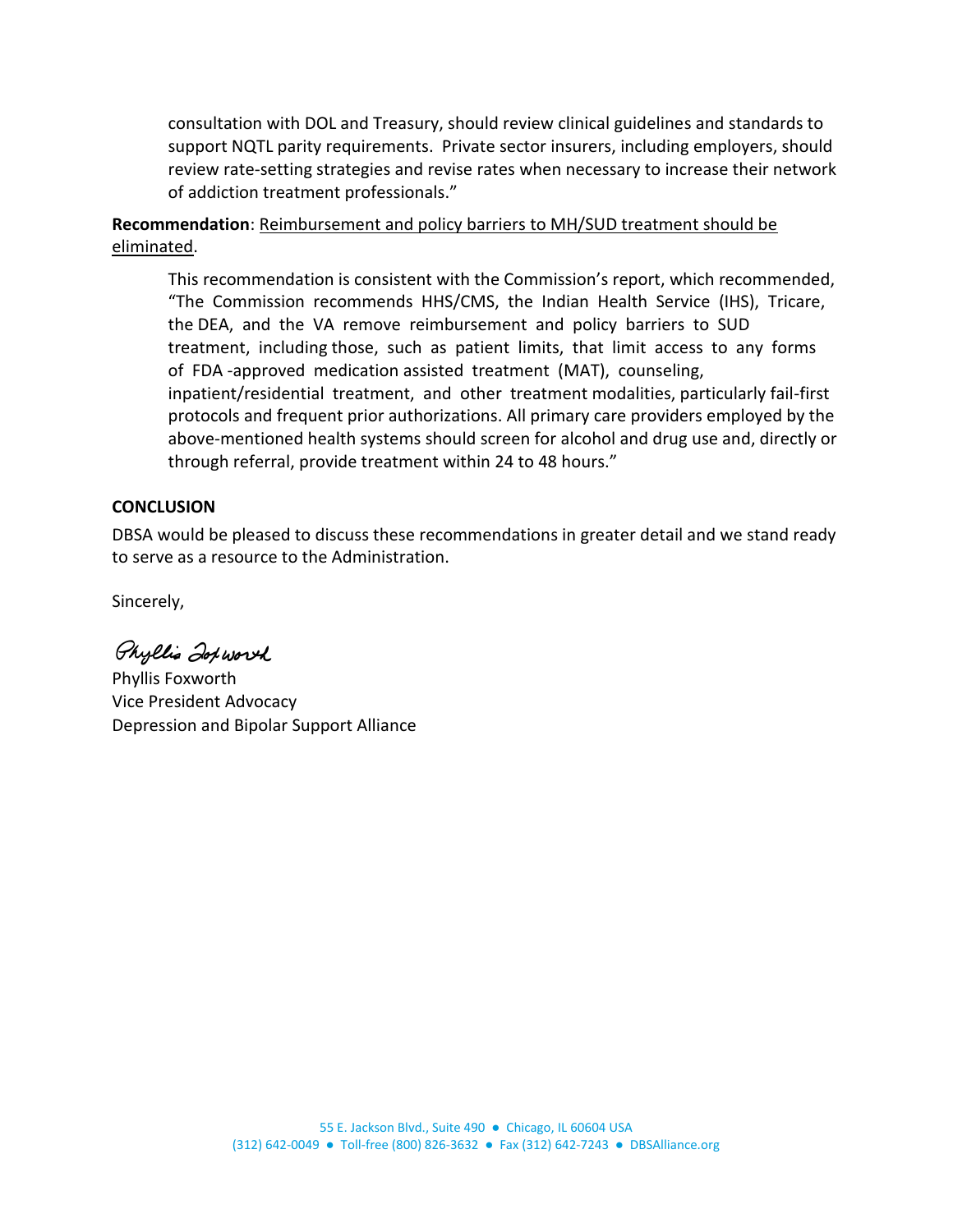consultation with DOL and Treasury, should review clinical guidelines and standards to support NQTL parity requirements. Private sector insurers, including employers, should review rate-setting strategies and revise rates when necessary to increase their network of addiction treatment professionals."

**Recommendation**: Reimbursement and policy barriers to MH/SUD treatment should be eliminated.

> This recommendation is consistent with the Commission's report, which recommended, "The Commission recommends HHS/CMS, the Indian Health Service (IHS), Tricare, the DEA, and the VA remove reimbursement and policy barriers to SUD treatment, including those, such as patient limits, that limit access to any forms of FDA -approved medication assisted treatment (MAT), counseling, inpatient/residential treatment, and other treatment modalities, particularly fail-first protocols and frequent prior authorizations. All primary care providers employed by the above-mentioned health systems should screen for alcohol and drug use and, directly or through referral, provide treatment within 24 to 48 hours."

**CONCLUSION**

DBSA would be pleased to discuss these recommendations in greater detail and we stand ready to serve as a resource to the Administration.

Sincerely,

Phyllis Foxworth
Vice President Advocacy
Depression and Bipolar Support Alliance

55 E. Jackson Blvd., Suite 490 ● Chicago, IL 60604 USA
(312) 642-0049 ● Toll-free (800) 826-3632 ● Fax (312) 642-7243 ● DBSAlliance.org